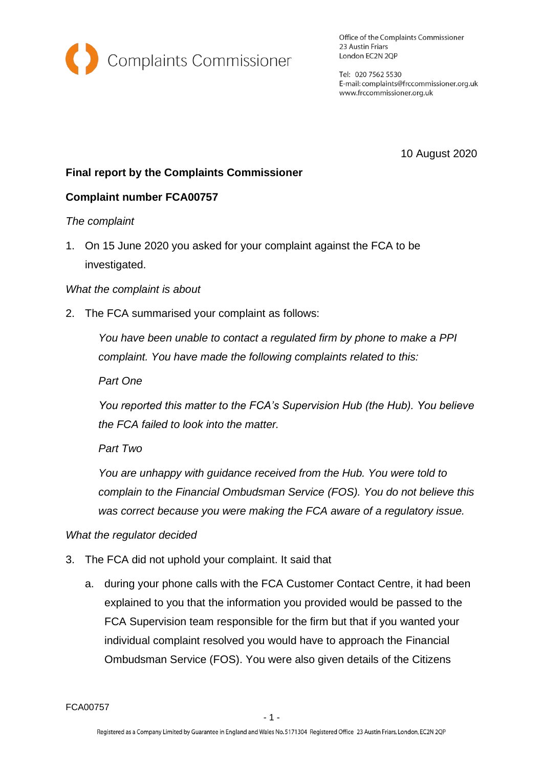Complaints Commissioner

Office of the Complaints Commissioner
23 Austin Friars
London EC2N 2QP

Tel: 020 7562 5530
E-mail: complaints@frccommissioner.org.uk
www.frccommissioner.org.uk

10 August 2020

**Final report by the Complaints Commissioner**

**Complaint number FCA00757**

*The complaint*

1. On 15 June 2020 you asked for your complaint against the FCA to be investigated.

*What the complaint is about*

2. The FCA summarised your complaint as follows:

   *You have been unable to contact a regulated firm by phone to make a PPI complaint. You have made the following complaints related to this:*

   *Part One*

   *You reported this matter to the FCA's Supervision Hub (the Hub). You believe the FCA failed to look into the matter.*

   *Part Two*

   *You are unhappy with guidance received from the Hub. You were told to complain to the Financial Ombudsman Service (FOS). You do not believe this was correct because you were making the FCA aware of a regulatory issue.*

*What the regulator decided*

3. The FCA did not uphold your complaint. It said that

   a. during your phone calls with the FCA Customer Contact Centre, it had been explained to you that the information you provided would be passed to the FCA Supervision team responsible for the firm but that if you wanted your individual complaint resolved you would have to approach the Financial Ombudsman Service (FOS). You were also given details of the Citizens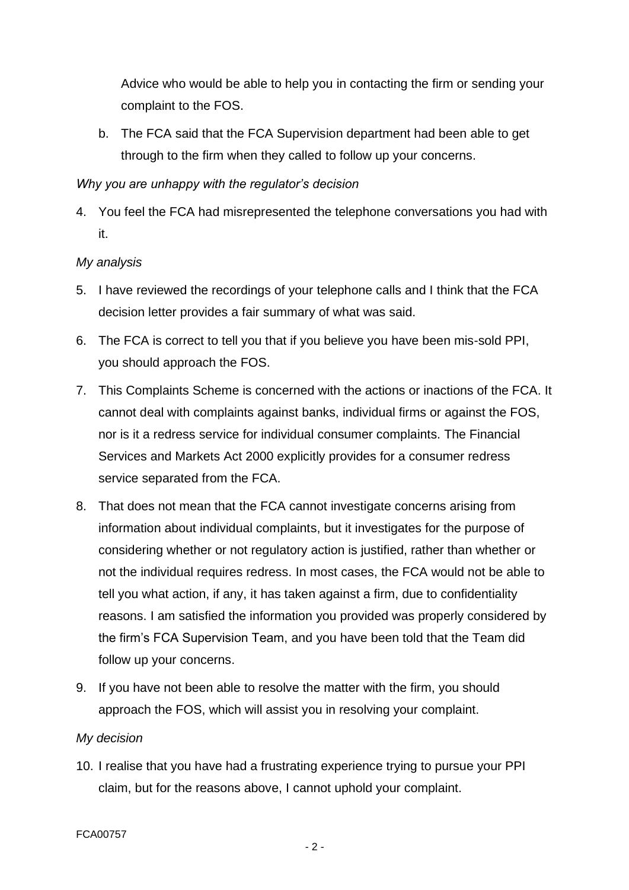Advice who would be able to help you in contacting the firm or sending your complaint to the FOS.

b. The FCA said that the FCA Supervision department had been able to get through to the firm when they called to follow up your concerns.

*Why you are unhappy with the regulator's decision*

4. You feel the FCA had misrepresented the telephone conversations you had with it.

*My analysis*

5. I have reviewed the recordings of your telephone calls and I think that the FCA decision letter provides a fair summary of what was said.
6. The FCA is correct to tell you that if you believe you have been mis-sold PPI, you should approach the FOS.
7. This Complaints Scheme is concerned with the actions or inactions of the FCA. It cannot deal with complaints against banks, individual firms or against the FOS, nor is it a redress service for individual consumer complaints. The Financial Services and Markets Act 2000 explicitly provides for a consumer redress service separated from the FCA.
8. That does not mean that the FCA cannot investigate concerns arising from information about individual complaints, but it investigates for the purpose of considering whether or not regulatory action is justified, rather than whether or not the individual requires redress. In most cases, the FCA would not be able to tell you what action, if any, it has taken against a firm, due to confidentiality reasons. I am satisfied the information you provided was properly considered by the firm's FCA Supervision Team, and you have been told that the Team did follow up your concerns.
9. If you have not been able to resolve the matter with the firm, you should approach the FOS, which will assist you in resolving your complaint.

*My decision*

10. I realise that you have had a frustrating experience trying to pursue your PPI claim, but for the reasons above, I cannot uphold your complaint.

FCA00757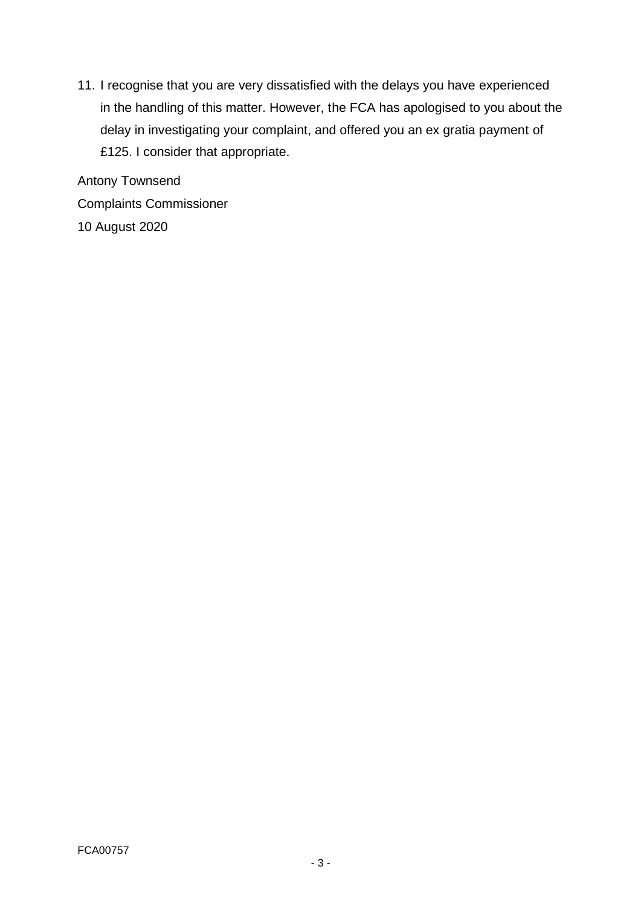11. I recognise that you are very dissatisfied with the delays you have experienced in the handling of this matter. However, the FCA has apologised to you about the delay in investigating your complaint, and offered you an ex gratia payment of £125. I consider that appropriate.

Antony Townsend

Complaints Commissioner

10 August 2020

FCA00757